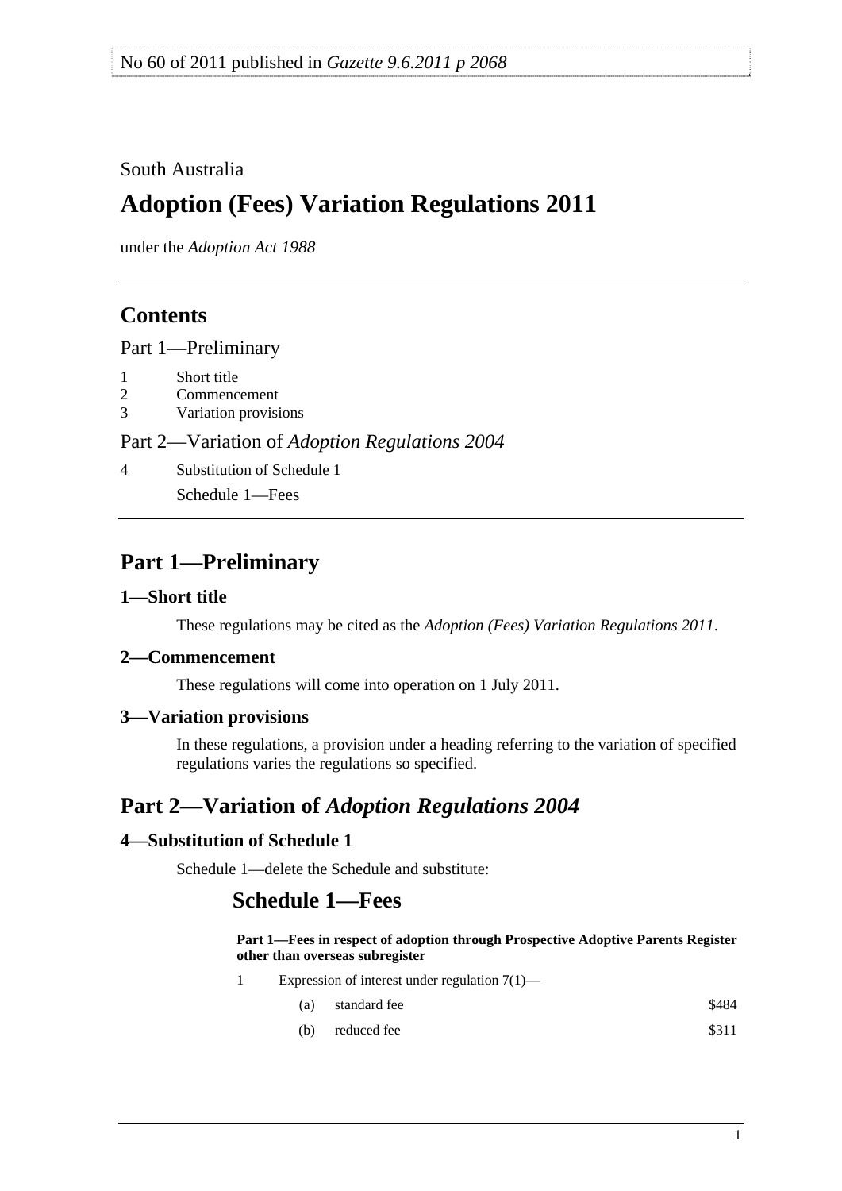No 60 of 2011 published in *Gazette 9.6.2011 p 2068*

South Australia

# Adoption (Fees) Variation Regulations 2011

under the *Adoption Act 1988*

## Contents

Part 1—Preliminary

1 Short title
2 Commencement
3 Variation provisions

Part 2—Variation of *Adoption Regulations 2004*

4 Substitution of Schedule 1

Schedule 1—Fees

## Part 1—Preliminary

### 1—Short title

These regulations may be cited as the *Adoption (Fees) Variation Regulations 2011*.

### 2—Commencement

These regulations will come into operation on 1 July 2011.

### 3—Variation provisions

In these regulations, a provision under a heading referring to the variation of specified regulations varies the regulations so specified.

## Part 2—Variation of *Adoption Regulations 2004*

### 4—Substitution of Schedule 1

Schedule 1—delete the Schedule and substitute:

## Schedule 1—Fees

**Part 1—Fees in respect of adoption through Prospective Adoptive Parents Register other than overseas subregister**

1 Expression of interest under regulation 7(1)—

| | | |
|---|---|---|
| (a) | standard fee | $484 |
| (b) | reduced fee | $311 |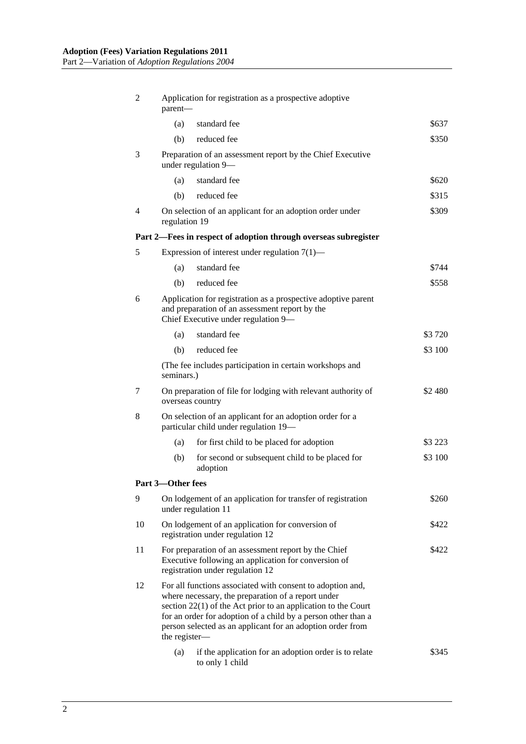| | | |
|---|---|---|
| 2 | Application for registration as a prospective adoptive parent— | |
| | (a) standard fee | $637 |
| | (b) reduced fee | $350 |
| 3 | Preparation of an assessment report by the Chief Executive under regulation 9— | |
| | (a) standard fee | $620 |
| | (b) reduced fee | $315 |
| 4 | On selection of an applicant for an adoption order under regulation 19 | $309 |
| **Part 2—Fees in respect of adoption through overseas subregister** | | |
| 5 | Expression of interest under regulation 7(1)— | |
| | (a) standard fee | $744 |
| | (b) reduced fee | $558 |
| 6 | Application for registration as a prospective adoptive parent and preparation of an assessment report by the Chief Executive under regulation 9— | |
| | (a) standard fee | $3 720 |
| | (b) reduced fee | $3 100 |
| | (The fee includes participation in certain workshops and seminars.) | |
| 7 | On preparation of file for lodging with relevant authority of overseas country | $2 480 |
| 8 | On selection of an applicant for an adoption order for a particular child under regulation 19— | |
| | (a) for first child to be placed for adoption | $3 223 |
| | (b) for second or subsequent child to be placed for adoption | $3 100 |
| **Part 3—Other fees** | | |
| 9 | On lodgement of an application for transfer of registration under regulation 11 | $260 |
| 10 | On lodgement of an application for conversion of registration under regulation 12 | $422 |
| 11 | For preparation of an assessment report by the Chief Executive following an application for conversion of registration under regulation 12 | $422 |
| 12 | For all functions associated with consent to adoption and, where necessary, the preparation of a report under section 22(1) of the Act prior to an application to the Court for an order for adoption of a child by a person other than a person selected as an applicant for an adoption order from the register— | |
| | (a) if the application for an adoption order is to relate to only 1 child | $345 |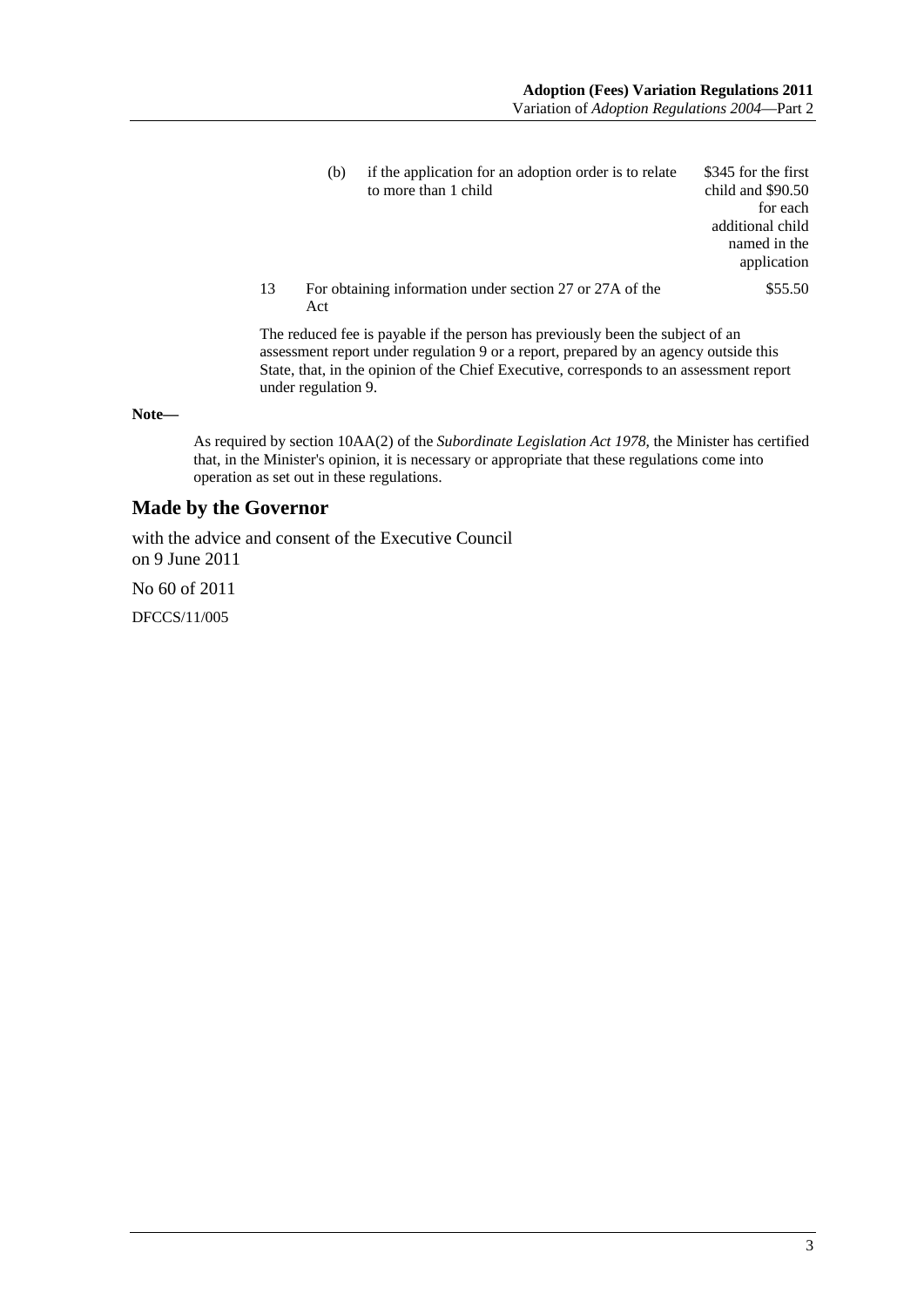| | | |
|---|---|---|
| | (b) if the application for an adoption order is to relate to more than 1 child | \$345 for the first child and \$90.50 for each additional child named in the application |
| 13 | For obtaining information under section 27 or 27A of the Act | \$55.50 |

The reduced fee is payable if the person has previously been the subject of an assessment report under regulation 9 or a report, prepared by an agency outside this State, that, in the opinion of the Chief Executive, corresponds to an assessment report under regulation 9.

**Note—**

As required by section 10AA(2) of the *Subordinate Legislation Act 1978*, the Minister has certified that, in the Minister's opinion, it is necessary or appropriate that these regulations come into operation as set out in these regulations.

## Made by the Governor

with the advice and consent of the Executive Council on 9 June 2011

No 60 of 2011

DFCCS/11/005